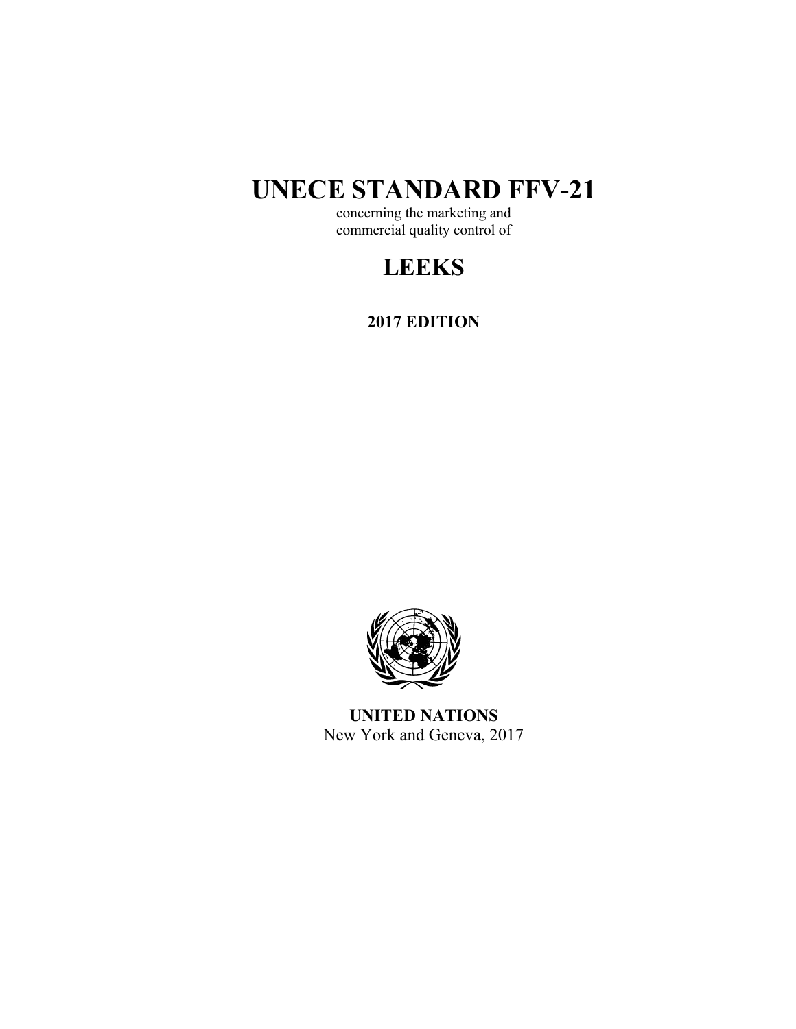# UNECE STANDARD FFV-21

concerning the marketing and
commercial quality control of

# LEEKS

**2017 EDITION**

**UNITED NATIONS**
New York and Geneva, 2017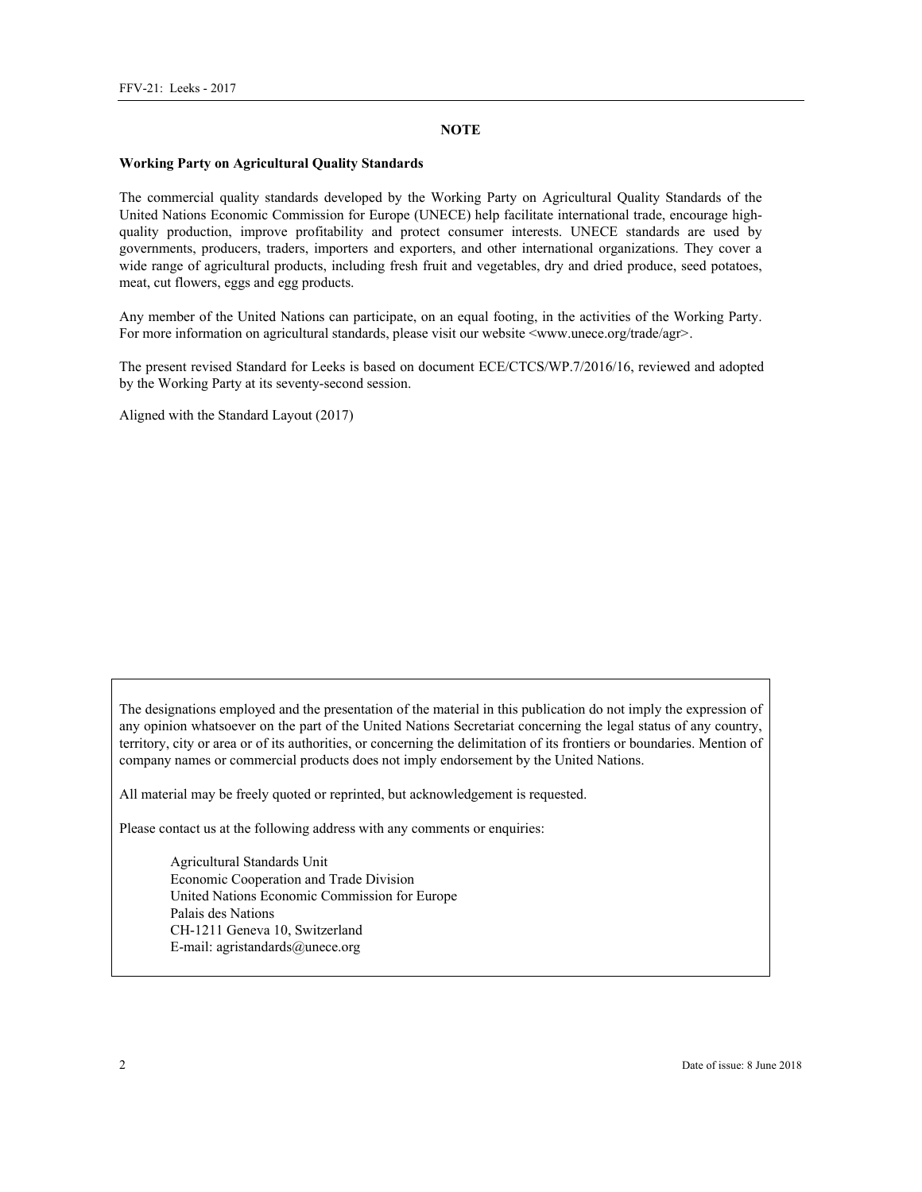# NOTE

**Working Party on Agricultural Quality Standards**

The commercial quality standards developed by the Working Party on Agricultural Quality Standards of the United Nations Economic Commission for Europe (UNECE) help facilitate international trade, encourage high-quality production, improve profitability and protect consumer interests. UNECE standards are used by governments, producers, traders, importers and exporters, and other international organizations. They cover a wide range of agricultural products, including fresh fruit and vegetables, dry and dried produce, seed potatoes, meat, cut flowers, eggs and egg products.

Any member of the United Nations can participate, on an equal footing, in the activities of the Working Party. For more information on agricultural standards, please visit our website <www.unece.org/trade/agr>.

The present revised Standard for Leeks is based on document ECE/CTCS/WP.7/2016/16, reviewed and adopted by the Working Party at its seventy-second session.

Aligned with the Standard Layout (2017)

The designations employed and the presentation of the material in this publication do not imply the expression of any opinion whatsoever on the part of the United Nations Secretariat concerning the legal status of any country, territory, city or area or of its authorities, or concerning the delimitation of its frontiers or boundaries. Mention of company names or commercial products does not imply endorsement by the United Nations.

All material may be freely quoted or reprinted, but acknowledgement is requested.

Please contact us at the following address with any comments or enquiries:

Agricultural Standards Unit
Economic Cooperation and Trade Division
United Nations Economic Commission for Europe
Palais des Nations
CH-1211 Geneva 10, Switzerland
E-mail: agristandards@unece.org

Date of issue: 8 June 2018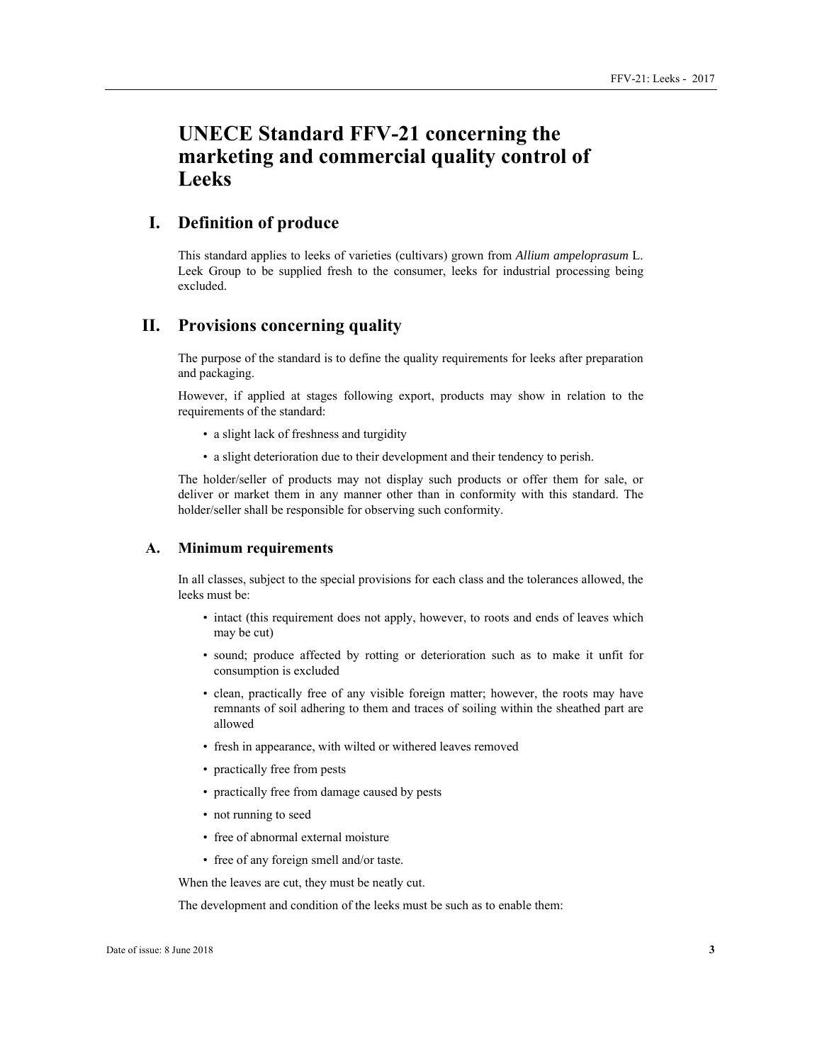# UNECE Standard FFV-21 concerning the marketing and commercial quality control of Leeks

## I. Definition of produce

This standard applies to leeks of varieties (cultivars) grown from *Allium ampeloprasum* L. Leek Group to be supplied fresh to the consumer, leeks for industrial processing being excluded.

## II. Provisions concerning quality

The purpose of the standard is to define the quality requirements for leeks after preparation and packaging.

However, if applied at stages following export, products may show in relation to the requirements of the standard:

- a slight lack of freshness and turgidity
- a slight deterioration due to their development and their tendency to perish.

The holder/seller of products may not display such products or offer them for sale, or deliver or market them in any manner other than in conformity with this standard. The holder/seller shall be responsible for observing such conformity.

### A. Minimum requirements

In all classes, subject to the special provisions for each class and the tolerances allowed, the leeks must be:

- intact (this requirement does not apply, however, to roots and ends of leaves which may be cut)
- sound; produce affected by rotting or deterioration such as to make it unfit for consumption is excluded
- clean, practically free of any visible foreign matter; however, the roots may have remnants of soil adhering to them and traces of soiling within the sheathed part are allowed
- fresh in appearance, with wilted or withered leaves removed
- practically free from pests
- practically free from damage caused by pests
- not running to seed
- free of abnormal external moisture
- free of any foreign smell and/or taste.

When the leaves are cut, they must be neatly cut.

The development and condition of the leeks must be such as to enable them: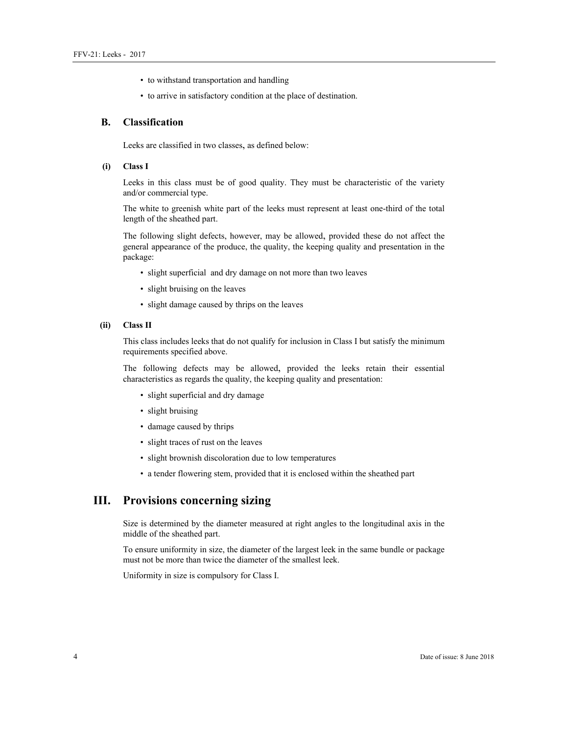- to withstand transportation and handling
- to arrive in satisfactory condition at the place of destination.

## B. Classification

Leeks are classified in two classes, as defined below:

### (i) Class I

Leeks in this class must be of good quality. They must be characteristic of the variety and/or commercial type.

The white to greenish white part of the leeks must represent at least one-third of the total length of the sheathed part.

The following slight defects, however, may be allowed, provided these do not affect the general appearance of the produce, the quality, the keeping quality and presentation in the package:

- slight superficial and dry damage on not more than two leaves
- slight bruising on the leaves
- slight damage caused by thrips on the leaves

### (ii) Class II

This class includes leeks that do not qualify for inclusion in Class I but satisfy the minimum requirements specified above.

The following defects may be allowed, provided the leeks retain their essential characteristics as regards the quality, the keeping quality and presentation:

- slight superficial and dry damage
- slight bruising
- damage caused by thrips
- slight traces of rust on the leaves
- slight brownish discoloration due to low temperatures
- a tender flowering stem, provided that it is enclosed within the sheathed part

# III. Provisions concerning sizing

Size is determined by the diameter measured at right angles to the longitudinal axis in the middle of the sheathed part.

To ensure uniformity in size, the diameter of the largest leek in the same bundle or package must not be more than twice the diameter of the smallest leek.

Uniformity in size is compulsory for Class I.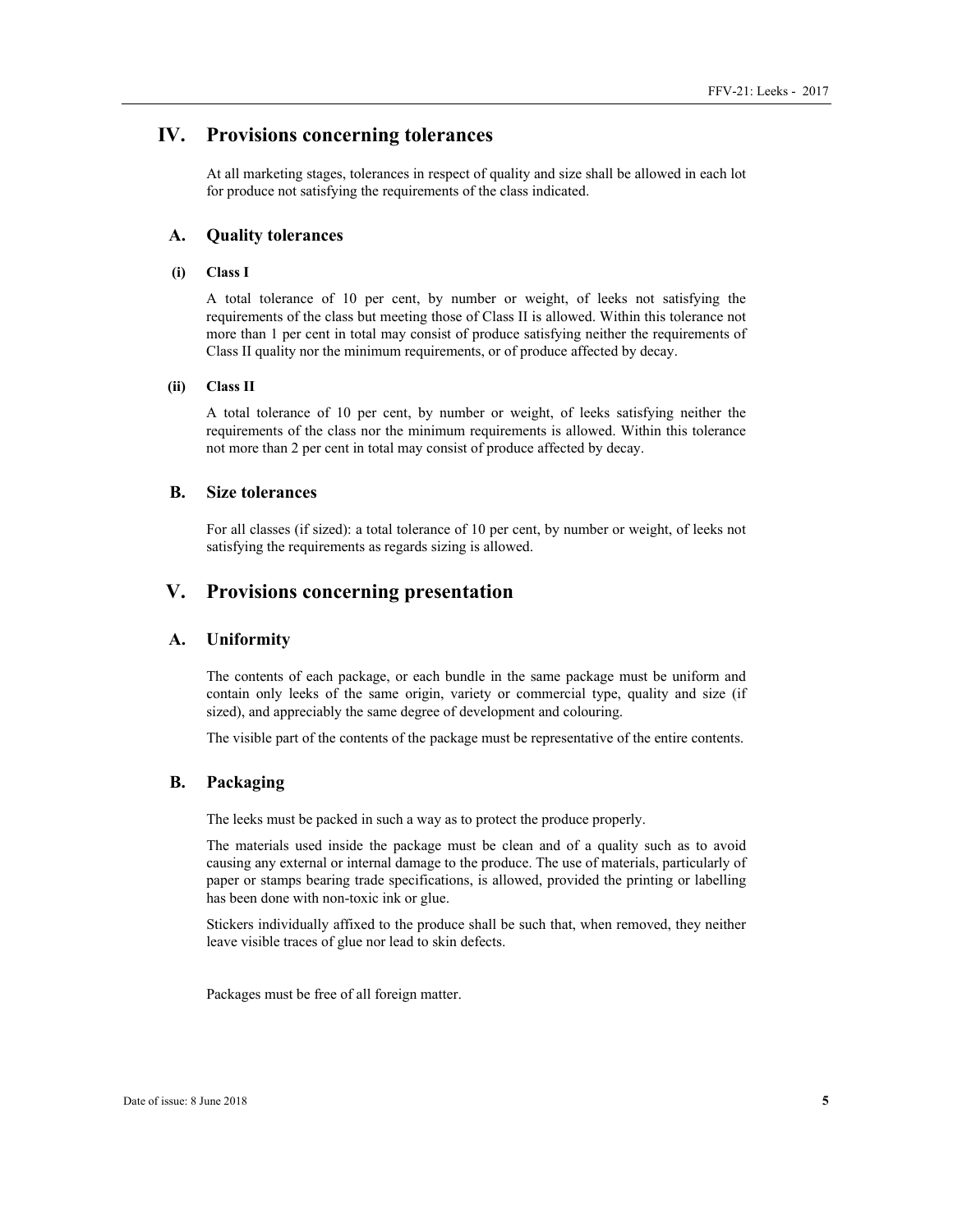## IV. Provisions concerning tolerances

At all marketing stages, tolerances in respect of quality and size shall be allowed in each lot for produce not satisfying the requirements of the class indicated.

### A. Quality tolerances

#### (i) Class I

A total tolerance of 10 per cent, by number or weight, of leeks not satisfying the requirements of the class but meeting those of Class II is allowed. Within this tolerance not more than 1 per cent in total may consist of produce satisfying neither the requirements of Class II quality nor the minimum requirements, or of produce affected by decay.

#### (ii) Class II

A total tolerance of 10 per cent, by number or weight, of leeks satisfying neither the requirements of the class nor the minimum requirements is allowed. Within this tolerance not more than 2 per cent in total may consist of produce affected by decay.

### B. Size tolerances

For all classes (if sized): a total tolerance of 10 per cent, by number or weight, of leeks not satisfying the requirements as regards sizing is allowed.

## V. Provisions concerning presentation

### A. Uniformity

The contents of each package, or each bundle in the same package must be uniform and contain only leeks of the same origin, variety or commercial type, quality and size (if sized), and appreciably the same degree of development and colouring.

The visible part of the contents of the package must be representative of the entire contents.

### B. Packaging

The leeks must be packed in such a way as to protect the produce properly.

The materials used inside the package must be clean and of a quality such as to avoid causing any external or internal damage to the produce. The use of materials, particularly of paper or stamps bearing trade specifications, is allowed, provided the printing or labelling has been done with non-toxic ink or glue.

Stickers individually affixed to the produce shall be such that, when removed, they neither leave visible traces of glue nor lead to skin defects.

Packages must be free of all foreign matter.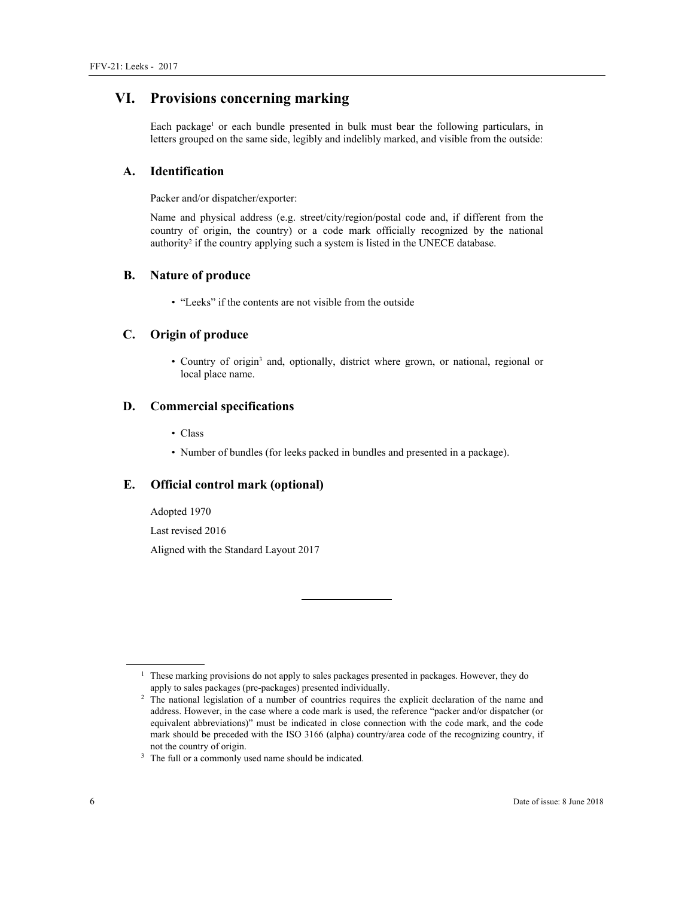# VI. Provisions concerning marking

Each package[1] or each bundle presented in bulk must bear the following particulars, in letters grouped on the same side, legibly and indelibly marked, and visible from the outside:

## A. Identification

Packer and/or dispatcher/exporter:

Name and physical address (e.g. street/city/region/postal code and, if different from the country of origin, the country) or a code mark officially recognized by the national authority[2] if the country applying such a system is listed in the UNECE database.

## B. Nature of produce

- "Leeks" if the contents are not visible from the outside

## C. Origin of produce

- Country of origin[3] and, optionally, district where grown, or national, regional or local place name.

## D. Commercial specifications

- Class
- Number of bundles (for leeks packed in bundles and presented in a package).

## E. Official control mark (optional)

Adopted 1970

Last revised 2016

Aligned with the Standard Layout 2017

---

[1] These marking provisions do not apply to sales packages presented in packages. However, they do apply to sales packages (pre-packages) presented individually.

[2] The national legislation of a number of countries requires the explicit declaration of the name and address. However, in the case where a code mark is used, the reference "packer and/or dispatcher (or equivalent abbreviations)" must be indicated in close connection with the code mark, and the code mark should be preceded with the ISO 3166 (alpha) country/area code of the recognizing country, if not the country of origin.

[3] The full or a commonly used name should be indicated.

Date of issue: 8 June 2018